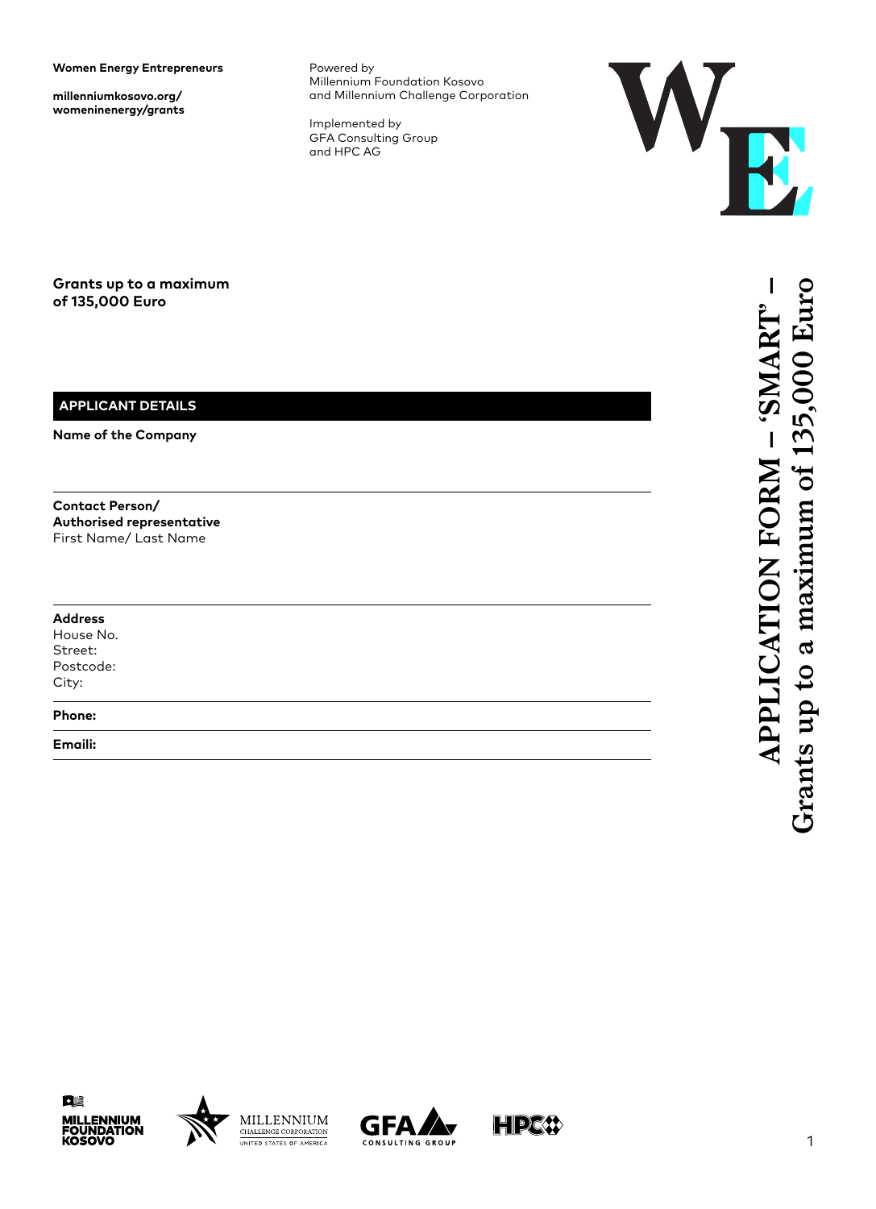**Women Energy Entrepreneurs**

**millenniumkosovo.org/ womeninenergy/grants**

Powered by
Millennium Foundation Kosovo
and Millennium Challenge Corporation

Implemented by
GFA Consulting Group
and HPC AG

# APPLICATION FORM – 'SMART' – Grants up to a maximum of 135,000 Euro

**Grants up to a maximum of 135,000 Euro**

## APPLICANT DETAILS

**Name of the Company**

---

**Contact Person/ Authorised representative**
First Name/ Last Name

---

**Address**
House No.
Street:
Postcode:
City:

---

**Phone:**

---

**Emaili:**

---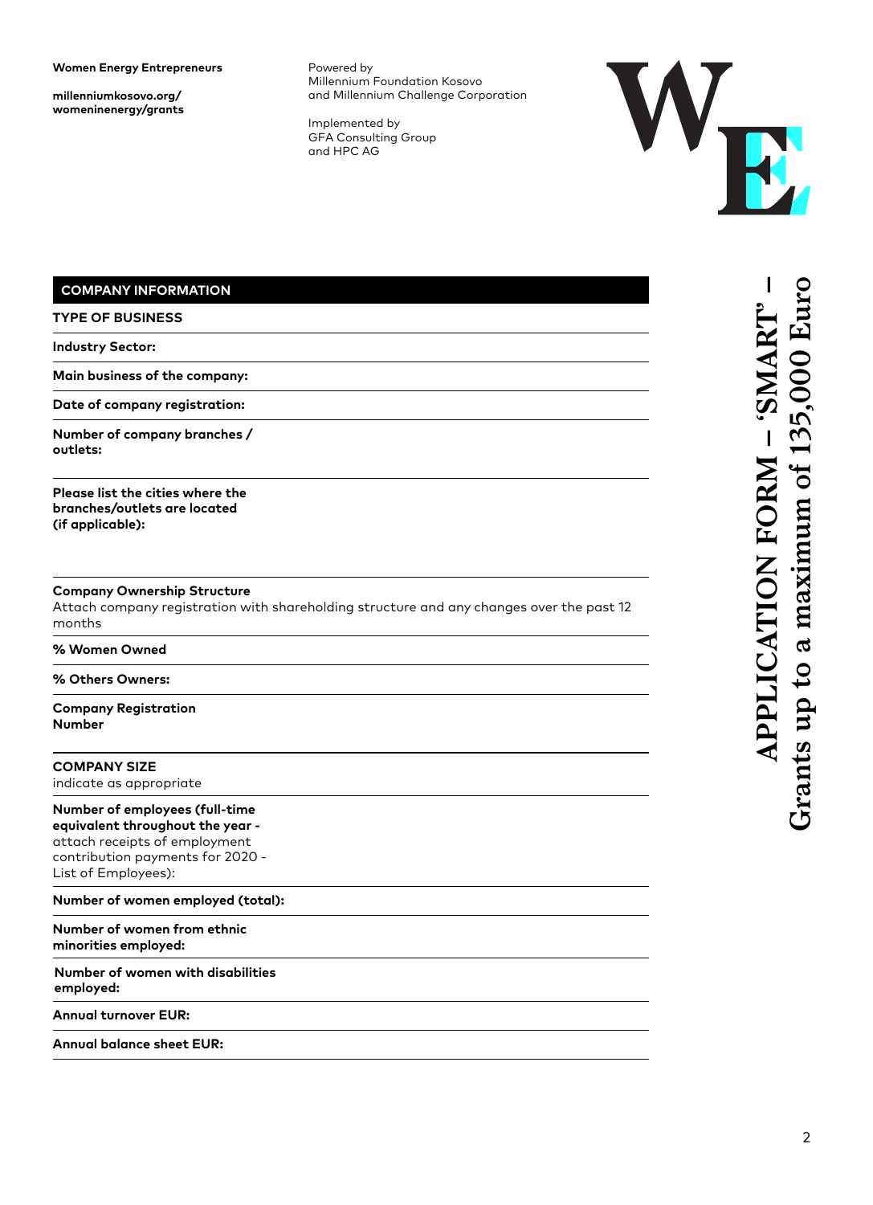**Women Energy Entrepreneurs**

**millenniumkosovo.org/womeninenergy/grants**

Powered by
Millennium Foundation Kosovo
and Millennium Challenge Corporation

Implemented by
GFA Consulting Group
and HPC AG

# APPLICATION FORM – 'SMART' – Grants up to a maximum of 135,000 Euro

## COMPANY INFORMATION

**TYPE OF BUSINESS**

**Industry Sector:**

**Main business of the company:**

**Date of company registration:**

**Number of company branches / outlets:**

**Please list the cities where the branches/outlets are located (if applicable):**

**Company Ownership Structure**
Attach company registration with shareholding structure and any changes over the past 12 months

**% Women Owned**

**% Others Owners:**

**Company Registration Number**

**COMPANY SIZE**
indicate as appropriate

**Number of employees (full-time equivalent throughout the year -** attach receipts of employment contribution payments for 2020 - List of Employees):

**Number of women employed (total):**

**Number of women from ethnic minorities employed:**

**Number of women with disabilities employed:**

**Annual turnover EUR:**

**Annual balance sheet EUR:**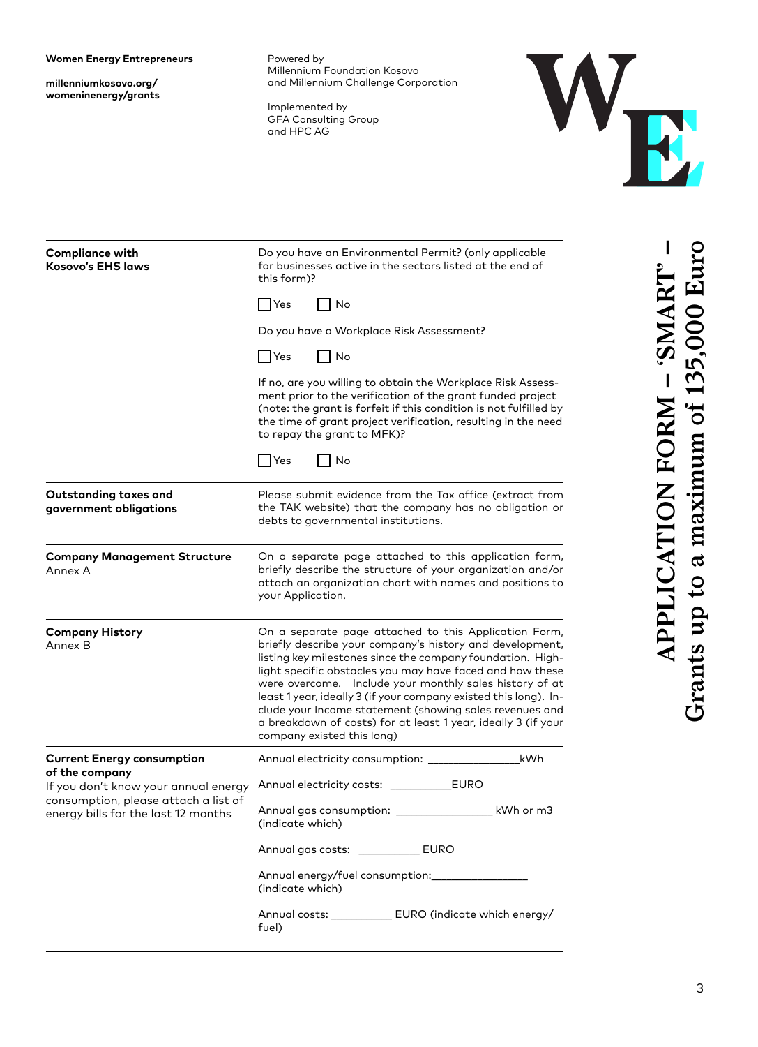| | |
|---|---|
| **Compliance with Kosovo's EHS laws** | Do you have an Environmental Permit? (only applicable for businesses active in the sectors listed at the end of this form)?<br><br>☐ Yes ☐ No<br><br>Do you have a Workplace Risk Assessment?<br><br>☐ Yes ☐ No<br><br>If no, are you willing to obtain the Workplace Risk Assessment prior to the verification of the grant funded project (note: the grant is forfeit if this condition is not fulfilled by the time of grant project verification, resulting in the need to repay the grant to MFK)?<br><br>☐ Yes ☐ No |
| **Outstanding taxes and government obligations** | Please submit evidence from the Tax office (extract from the TAK website) that the company has no obligation or debts to governmental institutions. |
| **Company Management Structure**<br>Annex A | On a separate page attached to this application form, briefly describe the structure of your organization and/or attach an organization chart with names and positions to your Application. |
| **Company History**<br>Annex B | On a separate page attached to this Application Form, briefly describe your company's history and development, listing key milestones since the company foundation. Highlight specific obstacles you may have faced and how these were overcome. Include your monthly sales history of at least 1 year, ideally 3 (if your company existed this long). Include your Income statement (showing sales revenues and a breakdown of costs) for at least 1 year, ideally 3 (if your company existed this long) |
| **Current Energy consumption of the company**<br>If you don't know your annual energy consumption, please attach a list of energy bills for the last 12 months | Annual electricity consumption: _______________kWh<br><br>Annual electricity costs: __________EURO<br><br>Annual gas consumption: _______________ kWh or m3 (indicate which)<br><br>Annual gas costs: __________ EURO<br><br>Annual energy/fuel consumption:_______________ (indicate which)<br><br>Annual costs: __________ EURO (indicate which energy/fuel) |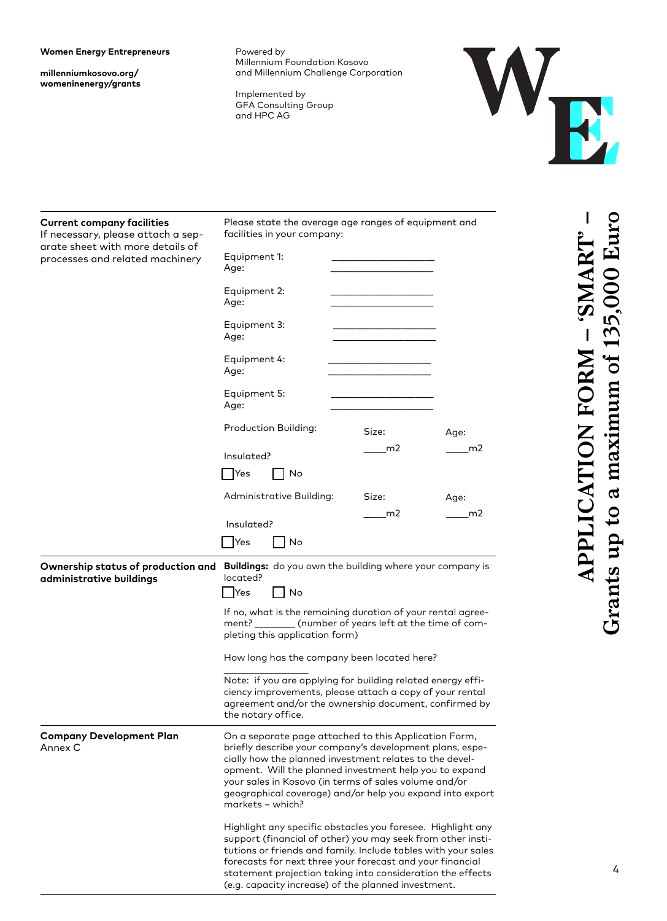| | |
|---|---|
| **Current company facilities**<br>If necessary, please attach a separate sheet with more details of processes and related machinery | Please state the average age ranges of equipment and facilities in your company:<br><br>Equipment 1: ____________________<br>Age: ____________________<br><br>Equipment 2: ____________________<br>Age: ____________________<br><br>Equipment 3: ____________________<br>Age: ____________________<br><br>Equipment 4: ____________________<br>Age: ____________________<br><br>Equipment 5: ____________________<br>Age: ____________________<br><br>Production Building: Size: ____m2 Age: ____m2<br>Insulated?<br>☐ Yes ☐ No<br><br>Administrative Building: Size: ____m2 Age: ____m2<br>Insulated?<br>☐ Yes ☐ No |
| **Ownership status of production and administrative buildings** | **Buildings:** do you own the building where your company is located?<br>☐ Yes ☐ No<br><br>If no, what is the remaining duration of your rental agreement? ________ (number of years left at the time of completing this application form)<br><br>How long has the company been located here?<br>________________<br><br>Note: if you are applying for building related energy efficiency improvements, please attach a copy of your rental agreement and/or the ownership document, confirmed by the notary office. |
| **Company Development Plan**<br>Annex C | On a separate page attached to this Application Form, briefly describe your company's development plans, especially how the planned investment relates to the development. Will the planned investment help you to expand your sales in Kosovo (in terms of sales volume and/or geographical coverage) and/or help you expand into export markets – which?<br><br>Highlight any specific obstacles you foresee. Highlight any support (financial of other) you may seek from other institutions or friends and family. Include tables with your sales forecasts for next three your forecast and your financial statement projection taking into consideration the effects (e.g. capacity increase) of the planned investment. |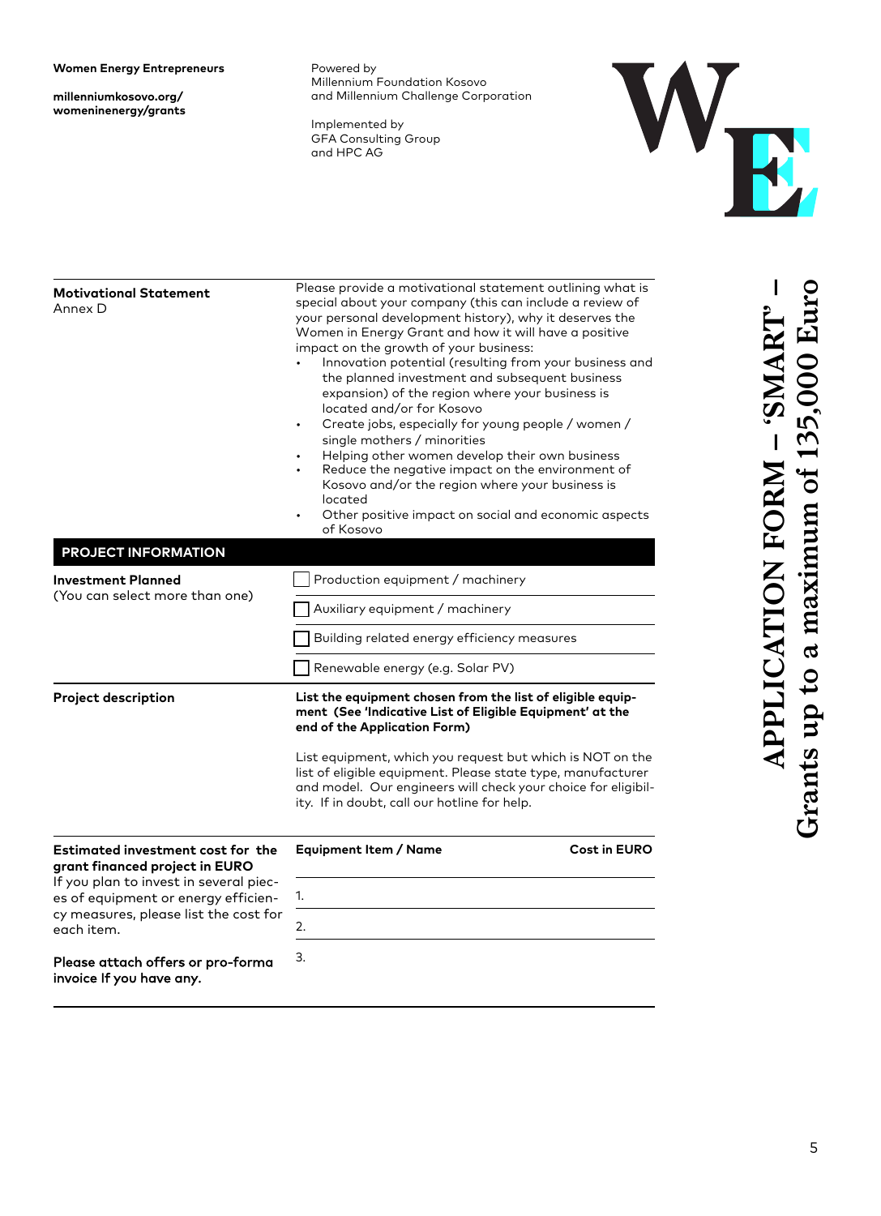**Women Energy Entrepreneurs**

**millenniumkosovo.org/womeninenergy/grants**

Powered by
Millennium Foundation Kosovo
and Millennium Challenge Corporation

Implemented by
GFA Consulting Group
and HPC AG

# APPLICATION FORM – 'SMART' – Grants up to a maximum of 135,000 Euro

**Motivational Statement**
Annex D

Please provide a motivational statement outlining what is special about your company (this can include a review of your personal development history), why it deserves the Women in Energy Grant and how it will have a positive impact on the growth of your business:

- Innovation potential (resulting from your business and the planned investment and subsequent business expansion) of the region where your business is located and/or for Kosovo
- Create jobs, especially for young people / women / single mothers / minorities
- Helping other women develop their own business
- Reduce the negative impact on the environment of Kosovo and/or the region where your business is located
- Other positive impact on social and economic aspects of Kosovo

## PROJECT INFORMATION

**Investment Planned**
(You can select more than one)

- ☐ Production equipment / machinery
- ☐ Auxiliary equipment / machinery
- ☐ Building related energy efficiency measures
- ☐ Renewable energy (e.g. Solar PV)

**Project description**

**List the equipment chosen from the list of eligible equipment (See 'Indicative List of Eligible Equipment' at the end of the Application Form)**

List equipment, which you request but which is NOT on the list of eligible equipment. Please state type, manufacturer and model. Our engineers will check your choice for eligibility. If in doubt, call our hotline for help.

**Estimated investment cost for the grant financed project in EURO**
If you plan to invest in several pieces of equipment or energy efficiency measures, please list the cost for each item.

**Please attach offers or pro-forma invoice If you have any.**

| Equipment Item / Name | Cost in EURO |
|---|---|
| 1. | |
| 2. | |
| 3. | |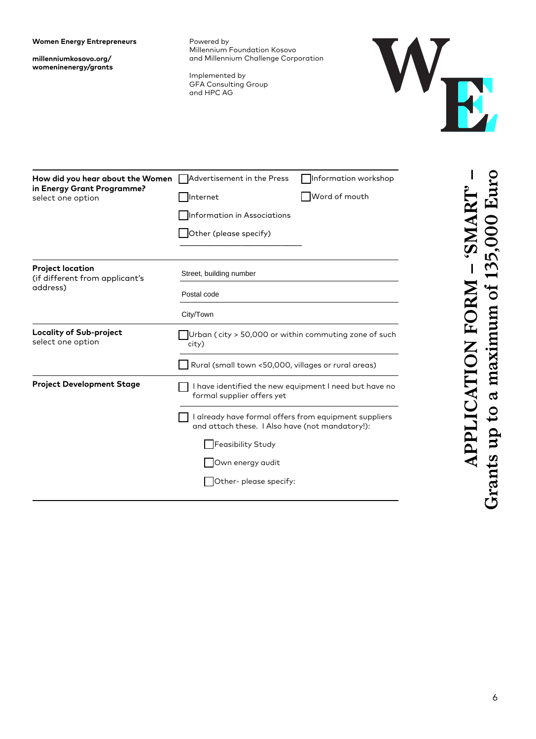**Women Energy Entrepreneurs**

**millenniumkosovo.org/womeninenergy/grants**

Powered by
Millennium Foundation Kosovo
and Millennium Challenge Corporation

Implemented by
GFA Consulting Group
and HPC AG

# APPLICATION FORM – 'SMART' – Grants up to a maximum of 135,000 Euro

| | | |
|---|---|---|
| **How did you hear about the Women in Energy Grant Programme?** select one option | ☐ Advertisement in the Press | ☐ Information workshop |
| | ☐ Internet | ☐ Word of mouth |
| | ☐ Information in Associations | |
| | ☐ Other (please specify) ________________ | |
| **Project location** (if different from applicant's address) | Street, building number | |
| | Postal code | |
| | City/Town | |
| **Locality of Sub-project** select one option | ☐ Urban ( city > 50,000 or within commuting zone of such city) | |
| | ☐ Rural (small town <50,000, villages or rural areas) | |
| **Project Development Stage** | ☐ I have identified the new equipment I need but have no formal supplier offers yet | |
| | ☐ I already have formal offers from equipment suppliers and attach these. I Also have (not mandatory!):<br>☐ Feasibility Study<br>☐ Own energy audit<br>☐ Other- please specify: | |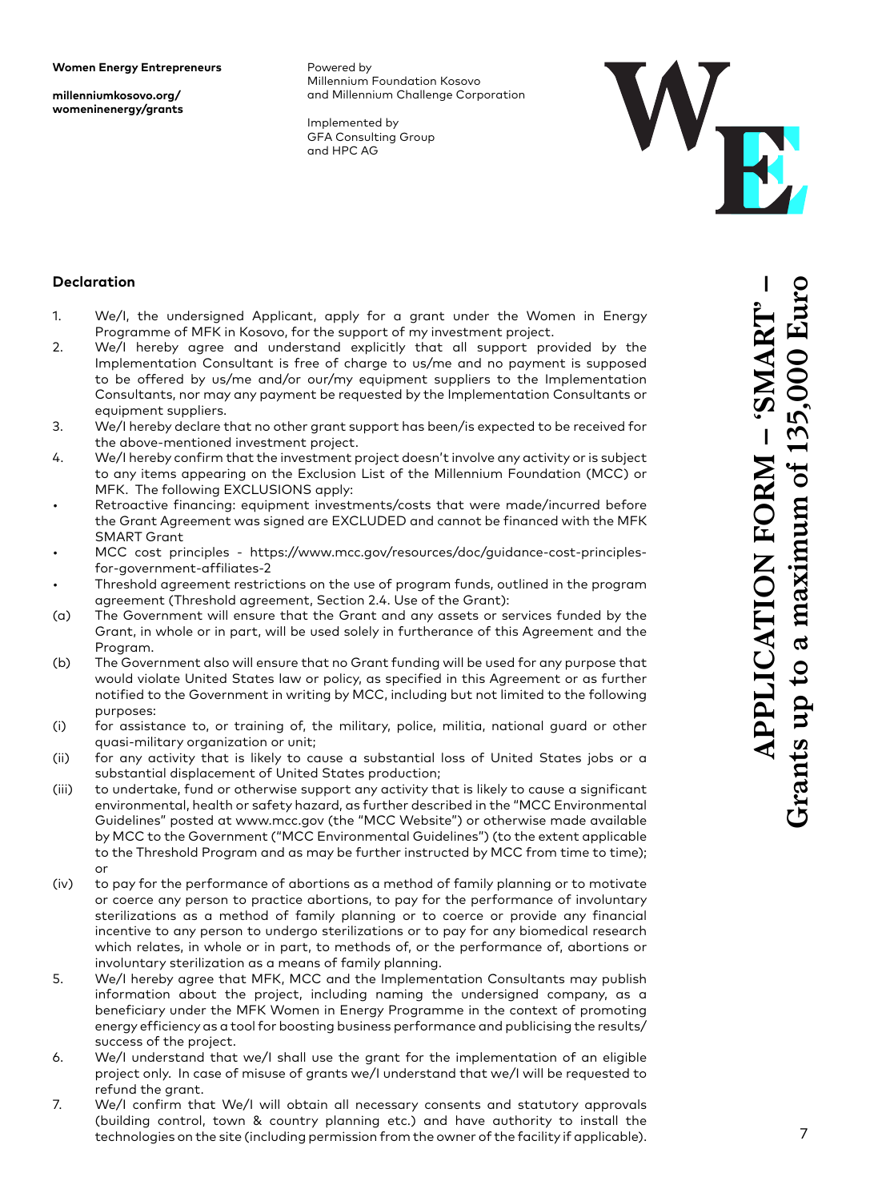## Declaration

1. We/I, the undersigned Applicant, apply for a grant under the Women in Energy Programme of MFK in Kosovo, for the support of my investment project.
2. We/I hereby agree and understand explicitly that all support provided by the Implementation Consultant is free of charge to us/me and no payment is supposed to be offered by us/me and/or our/my equipment suppliers to the Implementation Consultants, nor may any payment be requested by the Implementation Consultants or equipment suppliers.
3. We/I hereby declare that no other grant support has been/is expected to be received for the above-mentioned investment project.
4. We/I hereby confirm that the investment project doesn't involve any activity or is subject to any items appearing on the Exclusion List of the Millennium Foundation (MCC) or MFK. The following EXCLUSIONS apply:

- Retroactive financing: equipment investments/costs that were made/incurred before the Grant Agreement was signed are EXCLUDED and cannot be financed with the MFK SMART Grant
- MCC cost principles - https://www.mcc.gov/resources/doc/guidance-cost-principles-for-government-affiliates-2
- Threshold agreement restrictions on the use of program funds, outlined in the program agreement (Threshold agreement, Section 2.4. Use of the Grant):

(a) The Government will ensure that the Grant and any assets or services funded by the Grant, in whole or in part, will be used solely in furtherance of this Agreement and the Program.

(b) The Government also will ensure that no Grant funding will be used for any purpose that would violate United States law or policy, as specified in this Agreement or as further notified to the Government in writing by MCC, including but not limited to the following purposes:

(i) for assistance to, or training of, the military, police, militia, national guard or other quasi-military organization or unit;

(ii) for any activity that is likely to cause a substantial loss of United States jobs or a substantial displacement of United States production;

(iii) to undertake, fund or otherwise support any activity that is likely to cause a significant environmental, health or safety hazard, as further described in the "MCC Environmental Guidelines" posted at www.mcc.gov (the "MCC Website") or otherwise made available by MCC to the Government ("MCC Environmental Guidelines") (to the extent applicable to the Threshold Program and as may be further instructed by MCC from time to time); or

(iv) to pay for the performance of abortions as a method of family planning or to motivate or coerce any person to practice abortions, to pay for the performance of involuntary sterilizations as a method of family planning or to coerce or provide any financial incentive to any person to undergo sterilizations or to pay for any biomedical research which relates, in whole or in part, to methods of, or the performance of, abortions or involuntary sterilization as a means of family planning.

5. We/I hereby agree that MFK, MCC and the Implementation Consultants may publish information about the project, including naming the undersigned company, as a beneficiary under the MFK Women in Energy Programme in the context of promoting energy efficiency as a tool for boosting business performance and publicising the results/success of the project.
6. We/I understand that we/I shall use the grant for the implementation of an eligible project only. In case of misuse of grants we/I understand that we/I will be requested to refund the grant.
7. We/I confirm that We/I will obtain all necessary consents and statutory approvals (building control, town & country planning etc.) and have authority to install the technologies on the site (including permission from the owner of the facility if applicable).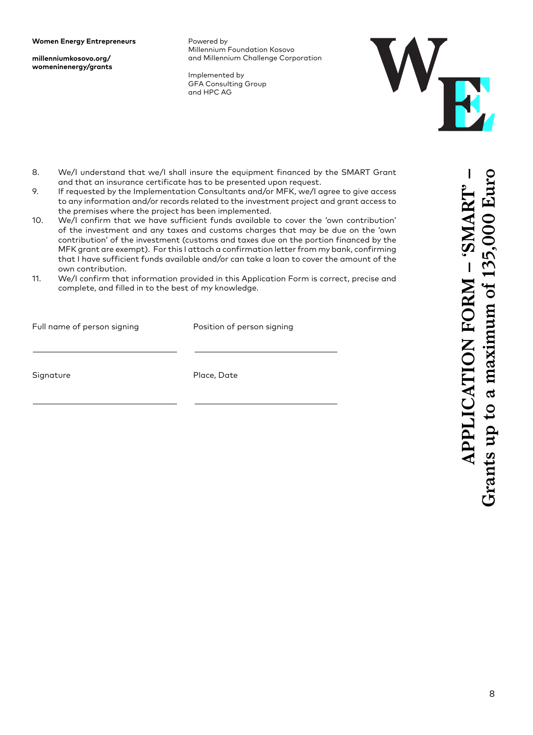8. We/I understand that we/I shall insure the equipment financed by the SMART Grant and that an insurance certificate has to be presented upon request.
9. If requested by the Implementation Consultants and/or MFK, we/I agree to give access to any information and/or records related to the investment project and grant access to the premises where the project has been implemented.
10. We/I confirm that we have sufficient funds available to cover the 'own contribution' of the investment and any taxes and customs charges that may be due on the 'own contribution' of the investment (customs and taxes due on the portion financed by the MFK grant are exempt). For this I attach a confirmation letter from my bank, confirming that I have sufficient funds available and/or can take a loan to cover the amount of the own contribution.
11. We/I confirm that information provided in this Application Form is correct, precise and complete, and filled in to the best of my knowledge.

| Full name of person signing | Position of person signing |
| --- | --- |
| | |

| Signature | Place, Date |
| --- | --- |
| | |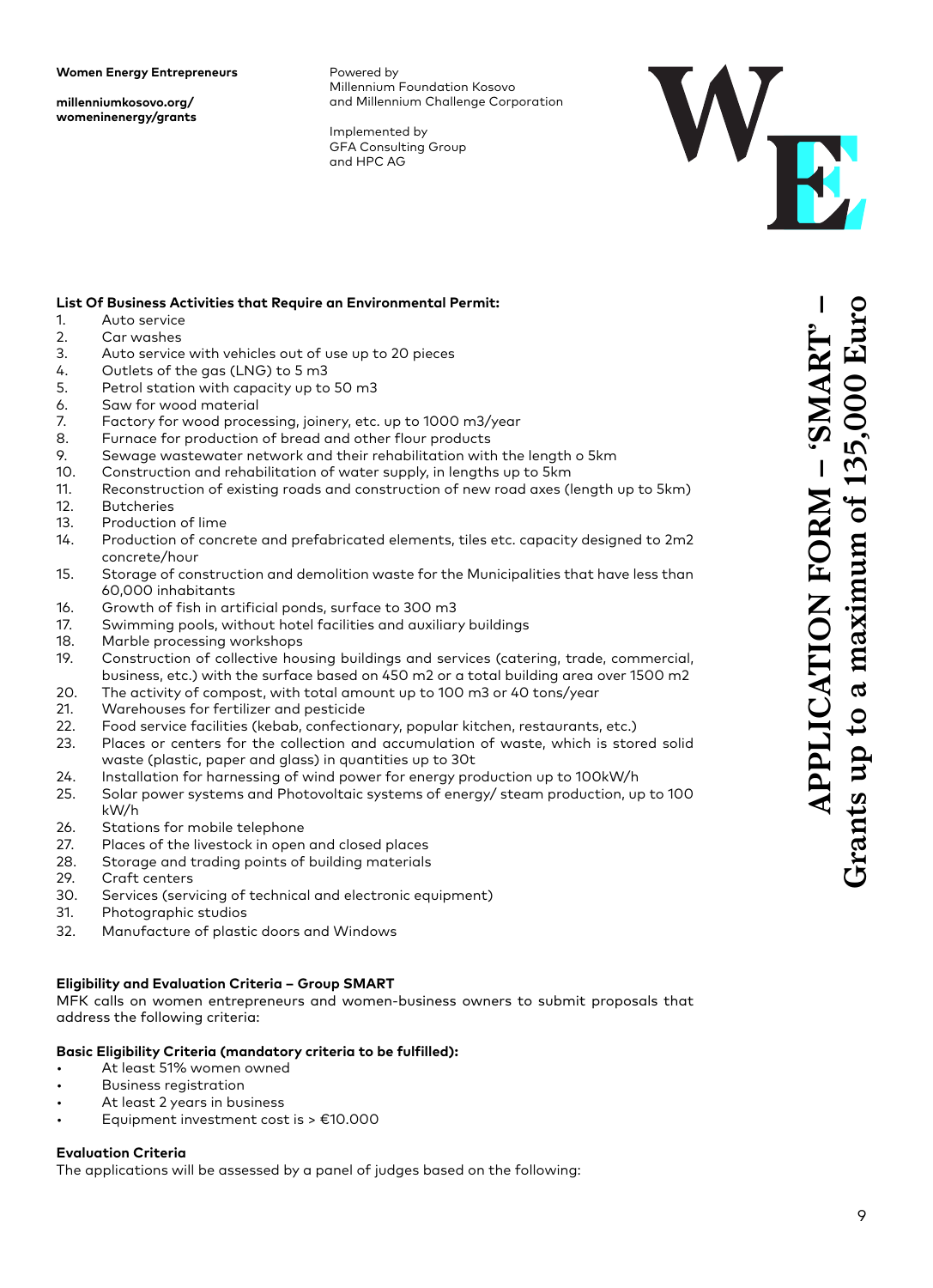## List Of Business Activities that Require an Environmental Permit:

1. Auto service
2. Car washes
3. Auto service with vehicles out of use up to 20 pieces
4. Outlets of the gas (LNG) to 5 m3
5. Petrol station with capacity up to 50 m3
6. Saw for wood material
7. Factory for wood processing, joinery, etc. up to 1000 m3/year
8. Furnace for production of bread and other flour products
9. Sewage wastewater network and their rehabilitation with the length o 5km
10. Construction and rehabilitation of water supply, in lengths up to 5km
11. Reconstruction of existing roads and construction of new road axes (length up to 5km)
12. Butcheries
13. Production of lime
14. Production of concrete and prefabricated elements, tiles etc. capacity designed to 2m2 concrete/hour
15. Storage of construction and demolition waste for the Municipalities that have less than 60,000 inhabitants
16. Growth of fish in artificial ponds, surface to 300 m3
17. Swimming pools, without hotel facilities and auxiliary buildings
18. Marble processing workshops
19. Construction of collective housing buildings and services (catering, trade, commercial, business, etc.) with the surface based on 450 m2 or a total building area over 1500 m2
20. The activity of compost, with total amount up to 100 m3 or 40 tons/year
21. Warehouses for fertilizer and pesticide
22. Food service facilities (kebab, confectionary, popular kitchen, restaurants, etc.)
23. Places or centers for the collection and accumulation of waste, which is stored solid waste (plastic, paper and glass) in quantities up to 30t
24. Installation for harnessing of wind power for energy production up to 100kW/h
25. Solar power systems and Photovoltaic systems of energy/ steam production, up to 100 kW/h
26. Stations for mobile telephone
27. Places of the livestock in open and closed places
28. Storage and trading points of building materials
29. Craft centers
30. Services (servicing of technical and electronic equipment)
31. Photographic studios
32. Manufacture of plastic doors and Windows

## Eligibility and Evaluation Criteria – Group SMART

MFK calls on women entrepreneurs and women-business owners to submit proposals that address the following criteria:

### Basic Eligibility Criteria (mandatory criteria to be fulfilled):

- At least 51% women owned
- Business registration
- At least 2 years in business
- Equipment investment cost is > €10.000

### Evaluation Criteria

The applications will be assessed by a panel of judges based on the following: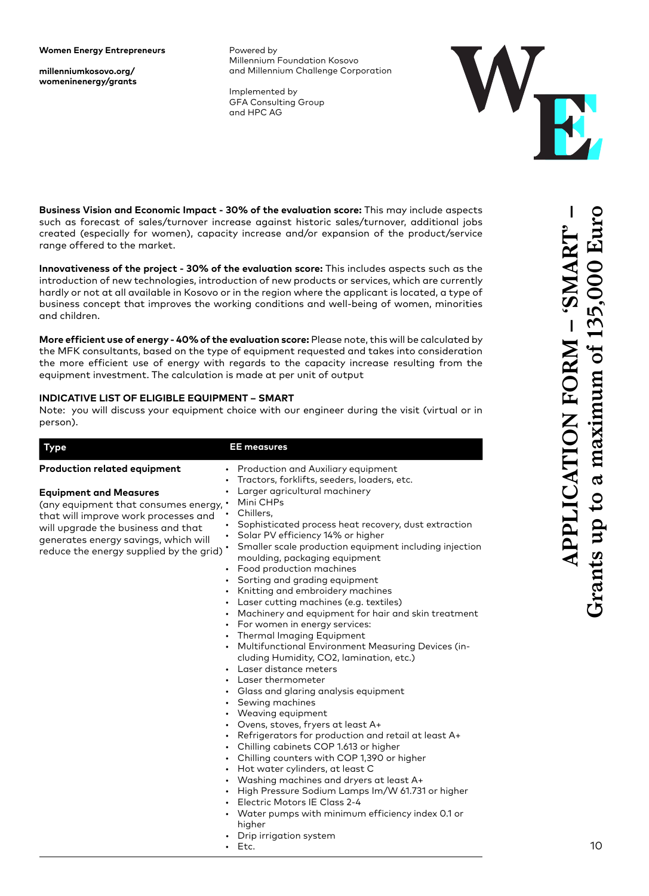**Women Energy Entrepreneurs**

**millenniumkosovo.org/womeninenergy/grants**

Powered by
Millennium Foundation Kosovo
and Millennium Challenge Corporation

Implemented by
GFA Consulting Group
and HPC AG

**APPLICATION FORM – 'SMART' – Grants up to a maximum of 135,000 Euro**

**Business Vision and Economic Impact - 30% of the evaluation score:** This may include aspects such as forecast of sales/turnover increase against historic sales/turnover, additional jobs created (especially for women), capacity increase and/or expansion of the product/service range offered to the market.

**Innovativeness of the project - 30% of the evaluation score:** This includes aspects such as the introduction of new technologies, introduction of new products or services, which are currently hardly or not at all available in Kosovo or in the region where the applicant is located, a type of business concept that improves the working conditions and well-being of women, minorities and children.

**More efficient use of energy - 40% of the evaluation score:** Please note, this will be calculated by the MFK consultants, based on the type of equipment requested and takes into consideration the more efficient use of energy with regards to the capacity increase resulting from the equipment investment. The calculation is made at per unit of output

**INDICATIVE LIST OF ELIGIBLE EQUIPMENT – SMART**

Note: you will discuss your equipment choice with our engineer during the visit (virtual or in person).

| Type | EE measures |
|---|---|
| **Production related equipment**<br><br>**Equipment and Measures**<br>(any equipment that consumes energy, that will improve work processes and will upgrade the business and that generates energy savings, which will reduce the energy supplied by the grid) | • Production and Auxiliary equipment<br>• Tractors, forklifts, seeders, loaders, etc.<br>• Larger agricultural machinery<br>• Mini CHPs<br>• Chillers,<br>• Sophisticated process heat recovery, dust extraction<br>• Solar PV efficiency 14% or higher<br>• Smaller scale production equipment including injection moulding, packaging equipment<br>• Food production machines<br>• Sorting and grading equipment<br>• Knitting and embroidery machines<br>• Laser cutting machines (e.g. textiles)<br>• Machinery and equipment for hair and skin treatment<br>• For women in energy services:<br>• Thermal Imaging Equipment<br>• Multifunctional Environment Measuring Devices (including Humidity, $CO_2$, lamination, etc.)<br>• Laser distance meters<br>• Laser thermometer<br>• Glass and glaring analysis equipment<br>• Sewing machines<br>• Weaving equipment<br>• Ovens, stoves, fryers at least A+<br>• Refrigerators for production and retail at least A+<br>• Chilling cabinets COP 1.613 or higher<br>• Chilling counters with COP 1,390 or higher<br>• Hot water cylinders, at least C<br>• Washing machines and dryers at least A+<br>• High Pressure Sodium Lamps lm/W 61.731 or higher<br>• Electric Motors IE Class 2-4<br>• Water pumps with minimum efficiency index 0.1 or higher<br>• Drip irrigation system<br>• Etc. |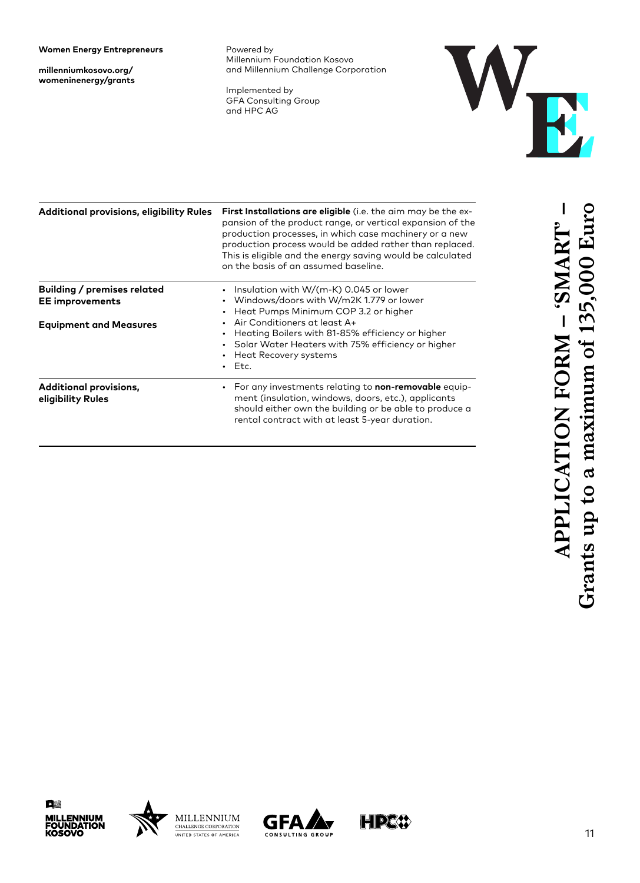| | |
|---|---|
| **Additional provisions, eligibility Rules** | **First Installations are eligible** (i.e. the aim may be the expansion of the product range, or vertical expansion of the production processes, in which case machinery or a new production process would be added rather than replaced. This is eligible and the energy saving would be calculated on the basis of an assumed baseline. |
| **Building / premises related EE improvements**<br><br>**Equipment and Measures** | • Insulation with W/(m-K) 0.045 or lower<br>• Windows/doors with W/m2K 1.779 or lower<br>• Heat Pumps Minimum COP 3.2 or higher<br>• Air Conditioners at least A+<br>• Heating Boilers with 81-85% efficiency or higher<br>• Solar Water Heaters with 75% efficiency or higher<br>• Heat Recovery systems<br>• Etc. |
| **Additional provisions, eligibility Rules** | • For any investments relating to **non-removable** equipment (insulation, windows, doors, etc.), applicants should either own the building or be able to produce a rental contract with at least 5-year duration. |